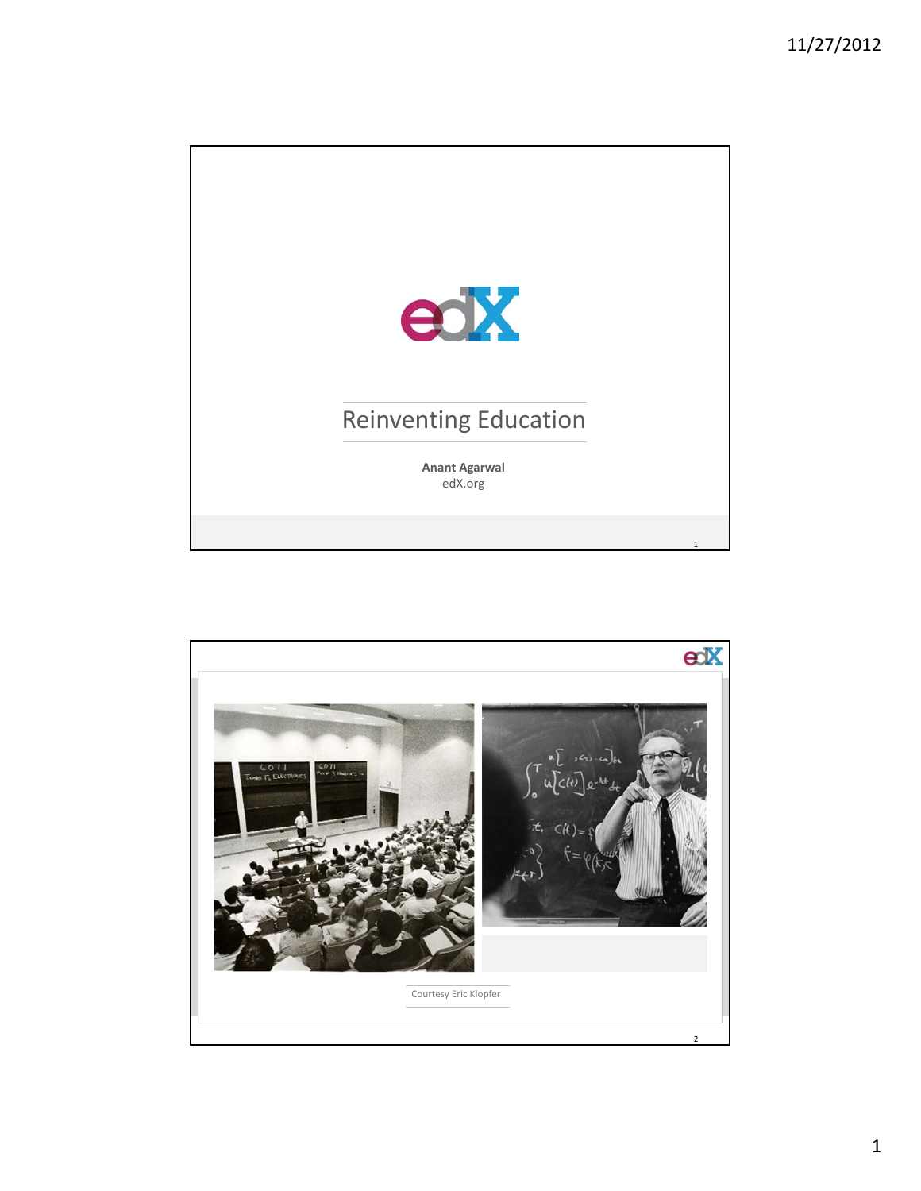# Reinventing Education

**Anant Agarwal**
edX.org

---

Courtesy Eric Klopfer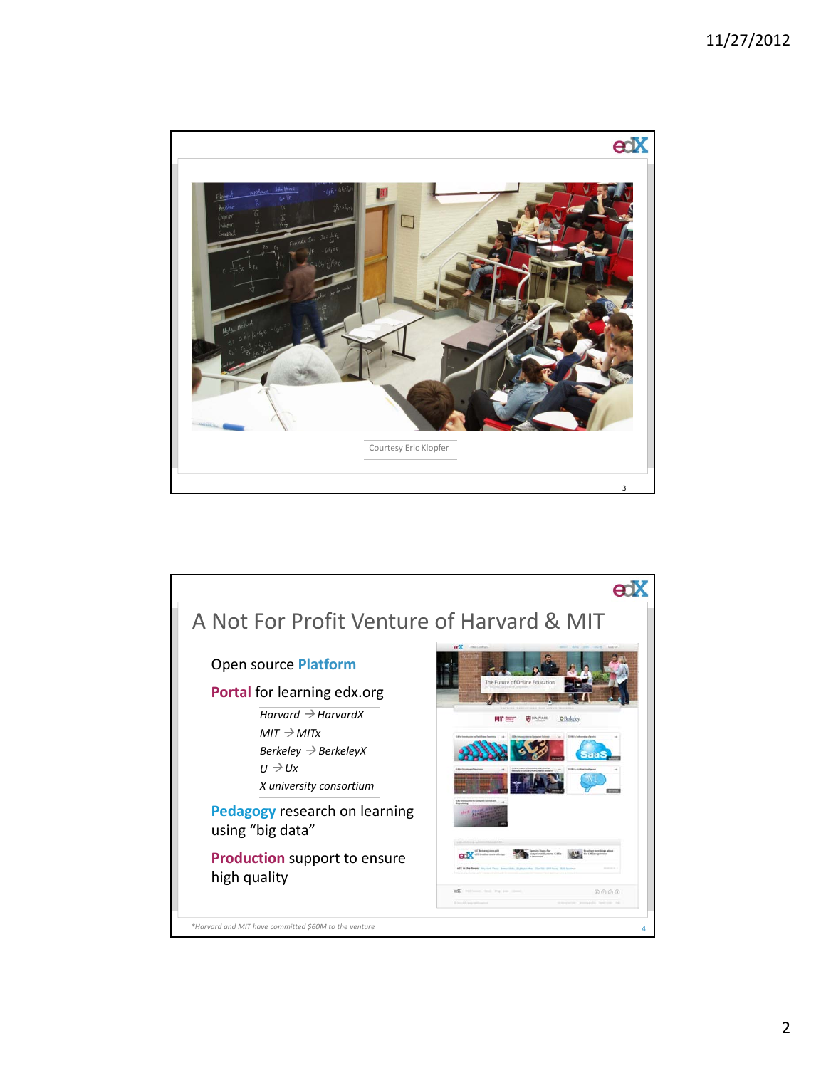Courtesy Eric Klopfer

## A Not For Profit Venture of Harvard & MIT

Open source **Platform**

**Portal** for learning edx.org

*Harvard → HarvardX*
*MIT → MITx*
*Berkeley → BerkeleyX*
*U → Ux*
*X university consortium*

**Pedagogy** research on learning using "big data"

**Production** support to ensure high quality

*Harvard and MIT have committed $60M to the venture*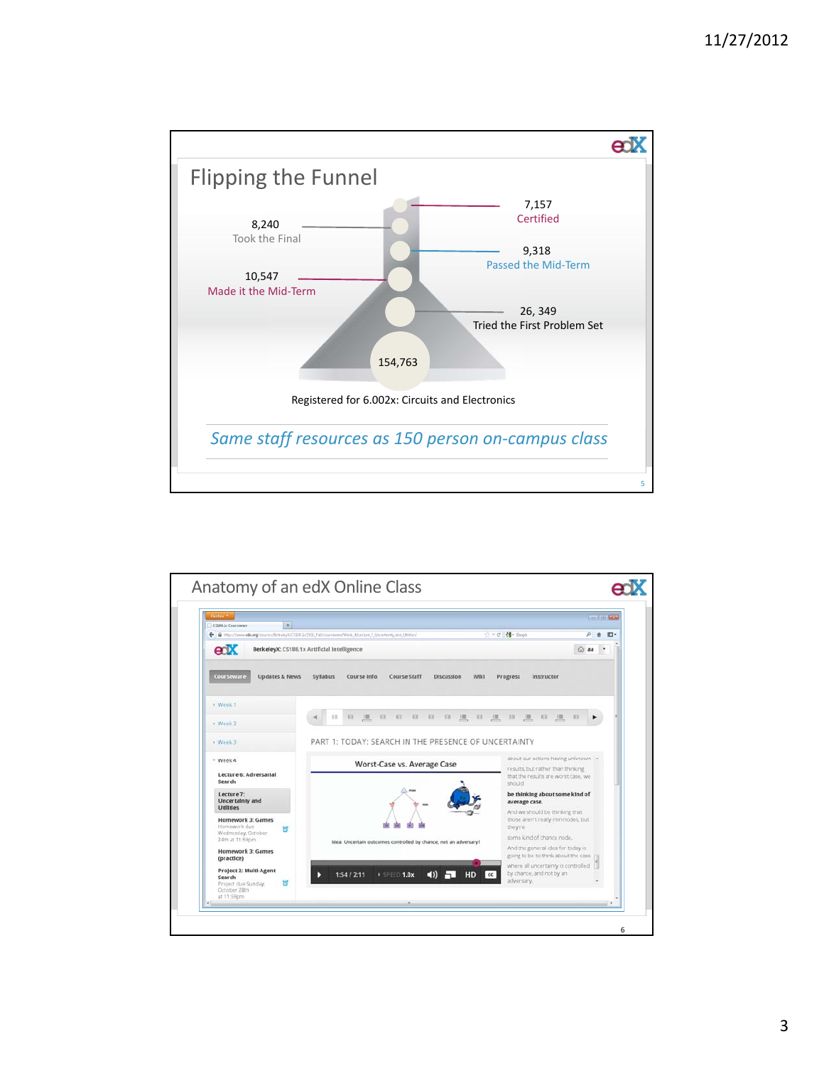## Flipping the Funnel

7,157
Certified

8,240
Took the Final

9,318
Passed the Mid-Term

10,547
Made it the Mid-Term

26, 349
Tried the First Problem Set

154,763

Registered for 6.002x: Circuits and Electronics

*Same staff resources as 150 person on-campus class*

## Anatomy of an edX Online Class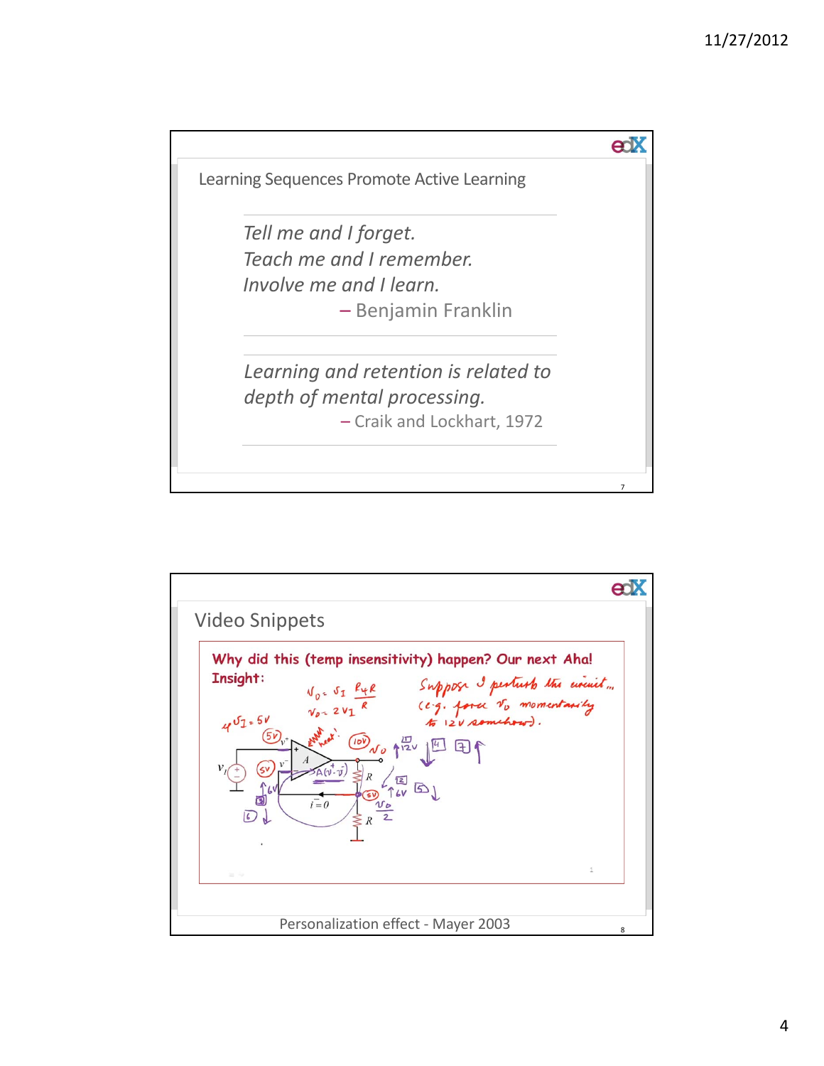## Learning Sequences Promote Active Learning

*Tell me and I forget.*
*Teach me and I remember.*
*Involve me and I learn.*

– Benjamin Franklin

*Learning and retention is related to depth of mental processing.*

– Craik and Lockhart, 1972

## Video Snippets

**Why did this (temp insensitivity) happen? Our next Aha! Insight:**

$v_O = v_I \frac{R+R}{R}$

$v_O = 2v_I$

Suppose I perturb the circuit... (e.g. force $v_O$ momentarily to 12V somehow).

Personalization effect - Mayer 2003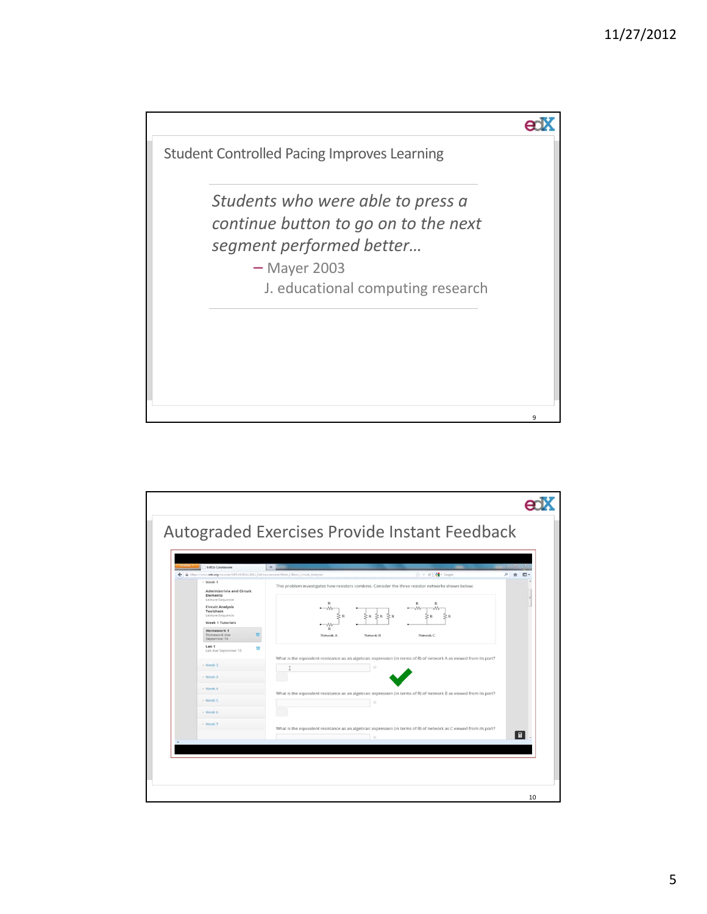## Student Controlled Pacing Improves Learning

*Students who were able to press a continue button to go on to the next segment performed better…*

– Mayer 2003
J. educational computing research

## Autograded Exercises Provide Instant Feedback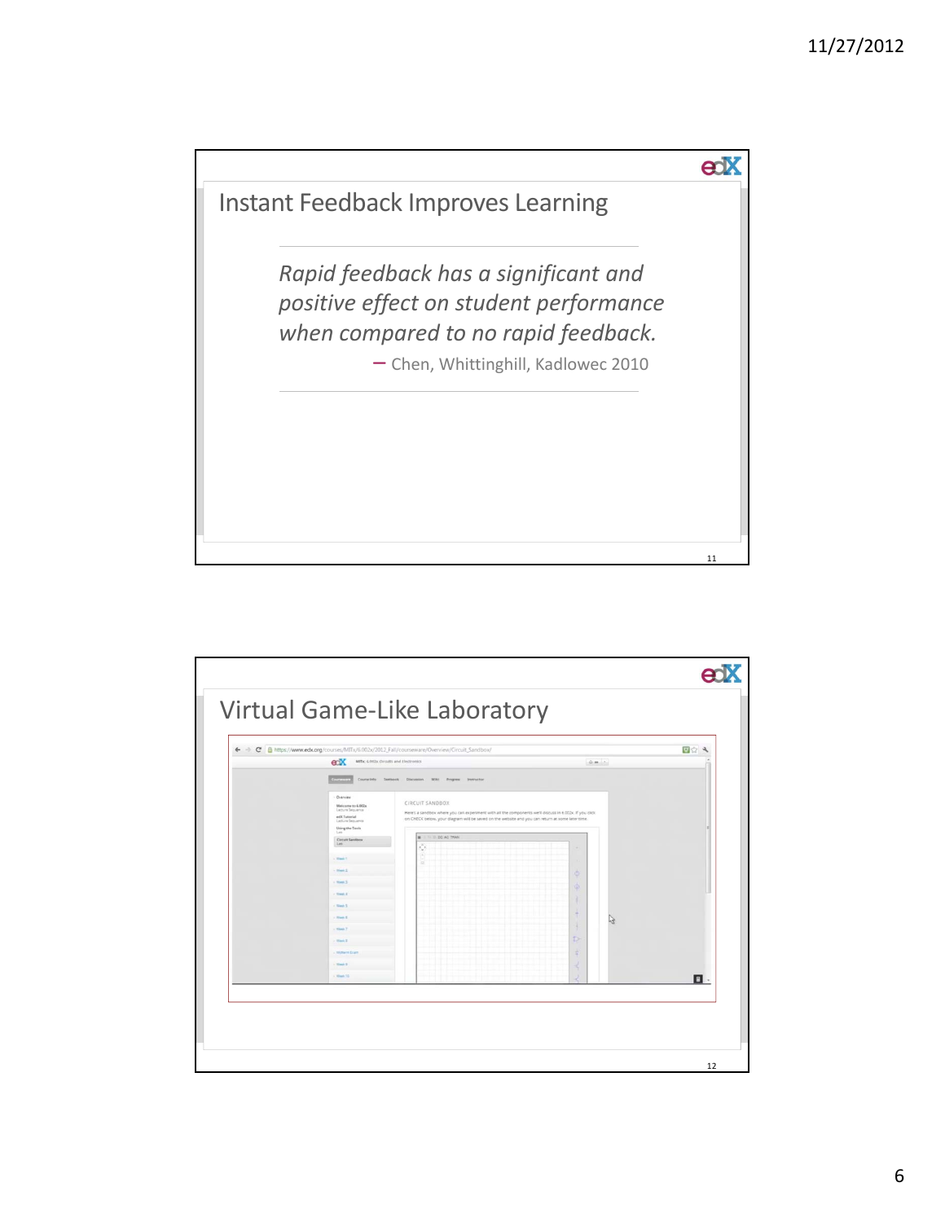## Instant Feedback Improves Learning

> *Rapid feedback has a significant and positive effect on student performance when compared to no rapid feedback.*
>
> – Chen, Whittinghill, Kadlowec 2010

## Virtual Game-Like Laboratory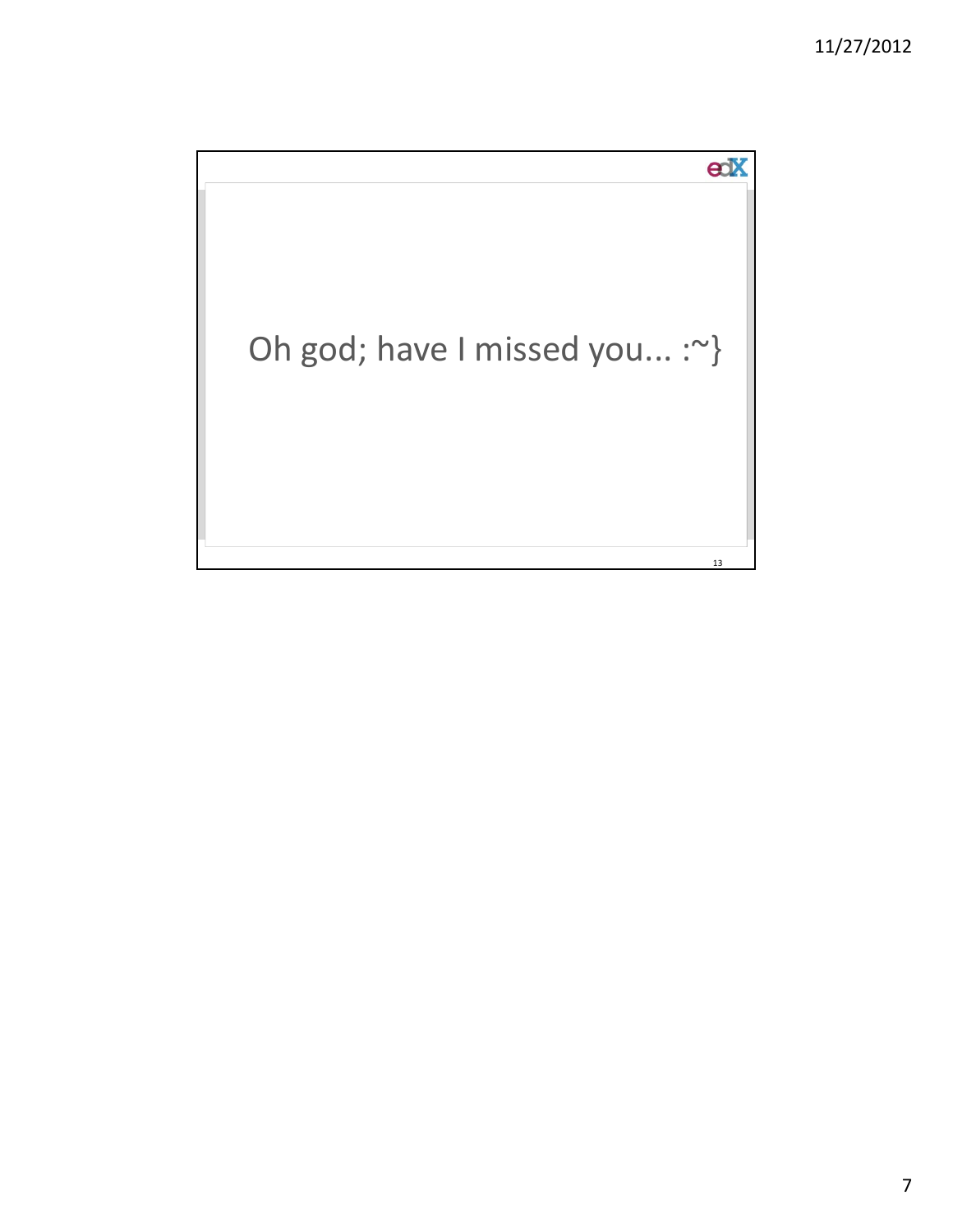Oh god; have I missed you... :~}